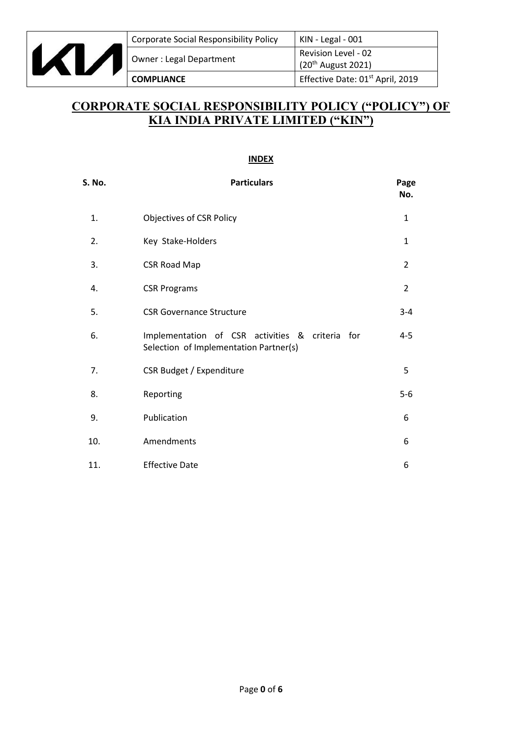| | Corporate Social Responsibility Policy | KIN - Legal - 001 |
|---|---|---|
| | Owner : Legal Department | Revision Level - 02 (20th August 2021) |
| | **COMPLIANCE** | Effective Date: 01st April, 2019 |

# CORPORATE SOCIAL RESPONSIBILITY POLICY ("POLICY") OF KIA INDIA PRIVATE LIMITED ("KIN")

## INDEX

| S. No. | Particulars | Page No. |
|---|---|---|
| 1. | Objectives of CSR Policy | 1 |
| 2. | Key Stake-Holders | 1 |
| 3. | CSR Road Map | 2 |
| 4. | CSR Programs | 2 |
| 5. | CSR Governance Structure | 3-4 |
| 6. | Implementation of CSR activities & criteria for Selection of Implementation Partner(s) | 4-5 |
| 7. | CSR Budget / Expenditure | 5 |
| 8. | Reporting | 5-6 |
| 9. | Publication | 6 |
| 10. | Amendments | 6 |
| 11. | Effective Date | 6 |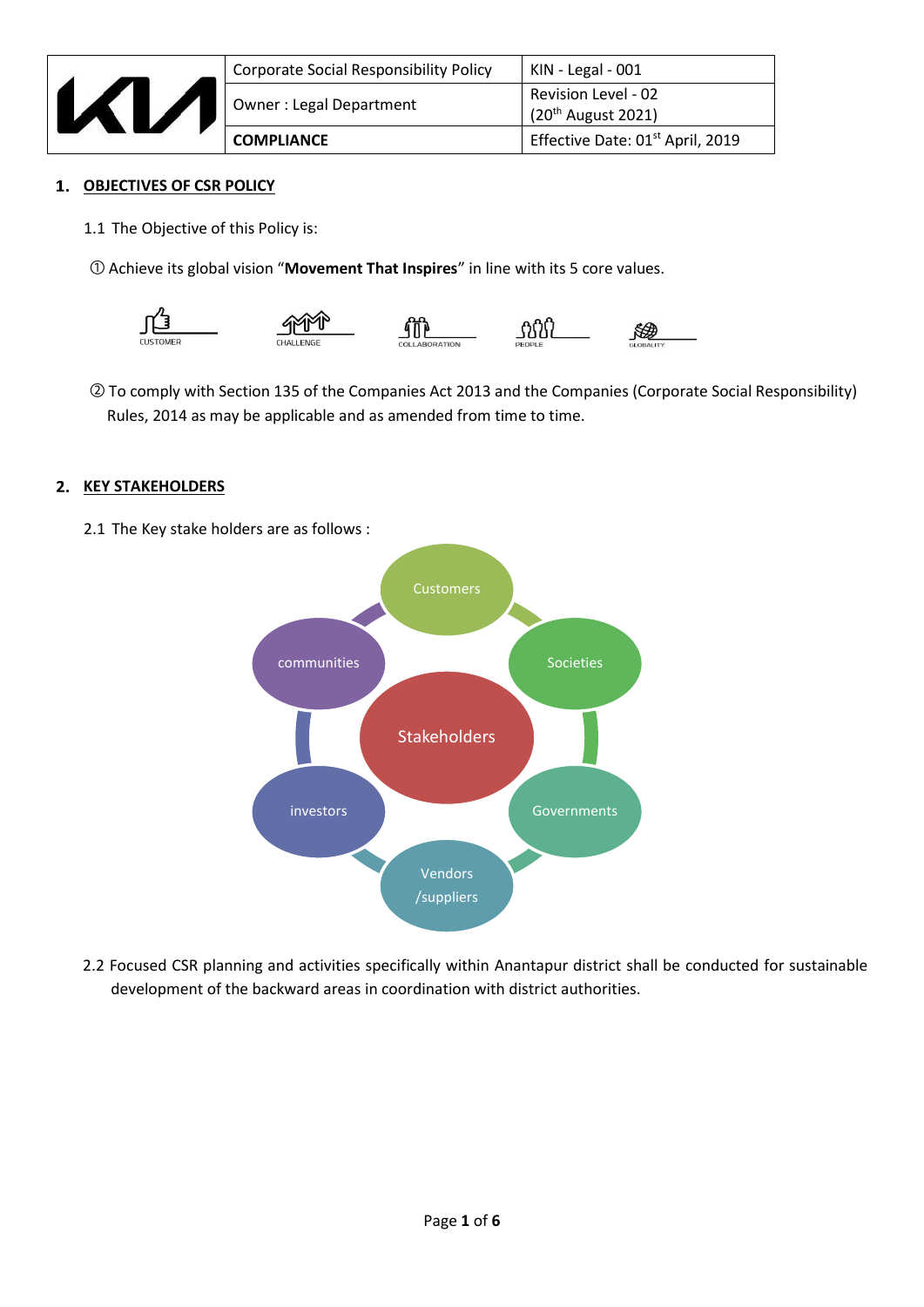| | Corporate Social Responsibility Policy | KIN - Legal - 001 |
|---|---|---|
| KIA | Owner : Legal Department | Revision Level - 02 (20th August 2021) |
| | **COMPLIANCE** | Effective Date: 01st April, 2019 |

## 1. OBJECTIVES OF CSR POLICY

1.1 The Objective of this Policy is:

① Achieve its global vision "**Movement That Inspires**" in line with its 5 core values.

CUSTOMER  CHALLENGE  COLLABORATION  PEOPLE  GLOBALITY

② To comply with Section 135 of the Companies Act 2013 and the Companies (Corporate Social Responsibility) Rules, 2014 as may be applicable and as amended from time to time.

## 2. KEY STAKEHOLDERS

2.1 The Key stake holders are as follows :

Stakeholders: Customers, Societies, Governments, Vendors /suppliers, investors, communities

2.2 Focused CSR planning and activities specifically within Anantapur district shall be conducted for sustainable development of the backward areas in coordination with district authorities.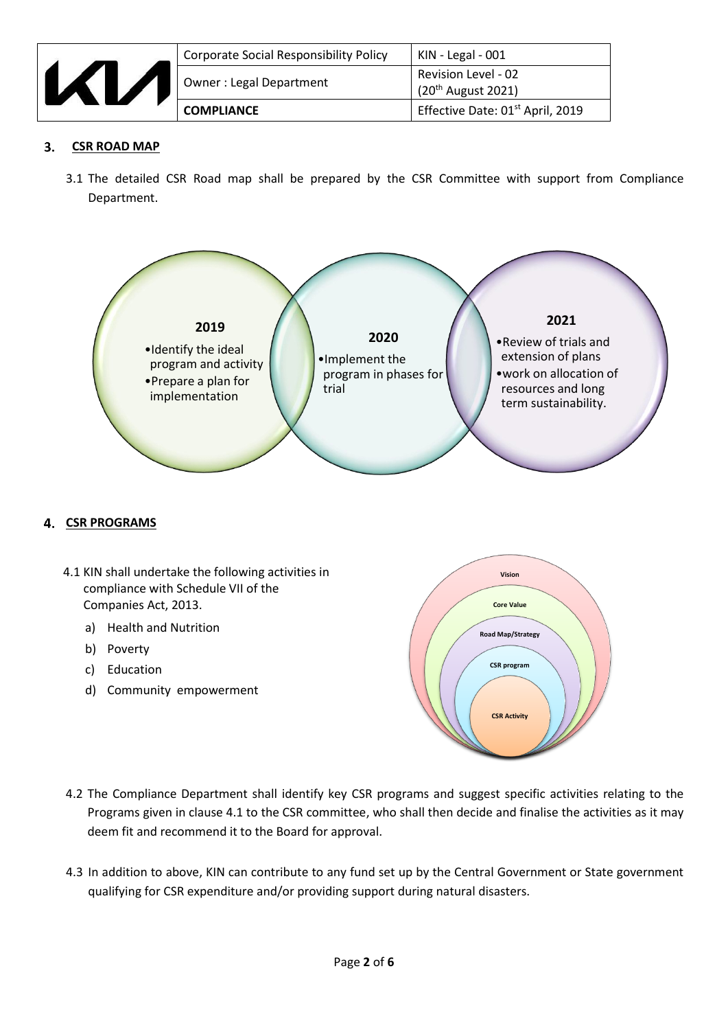## 3. CSR ROAD MAP

3.1 The detailed CSR Road map shall be prepared by the CSR Committee with support from Compliance Department.

**2019**
- Identify the ideal program and activity
- Prepare a plan for implementation

**2020**
- Implement the program in phases for trial

**2021**
- Review of trials and extension of plans
- work on allocation of resources and long term sustainability.

## 4. CSR PROGRAMS

4.1 KIN shall undertake the following activities in compliance with Schedule VII of the Companies Act, 2013.

a) Health and Nutrition
b) Poverty
c) Education
d) Community empowerment

Vision

Core Value

Road Map/Strategy

CSR program

CSR Activity

4.2 The Compliance Department shall identify key CSR programs and suggest specific activities relating to the Programs given in clause 4.1 to the CSR committee, who shall then decide and finalise the activities as it may deem fit and recommend it to the Board for approval.

4.3 In addition to above, KIN can contribute to any fund set up by the Central Government or State government qualifying for CSR expenditure and/or providing support during natural disasters.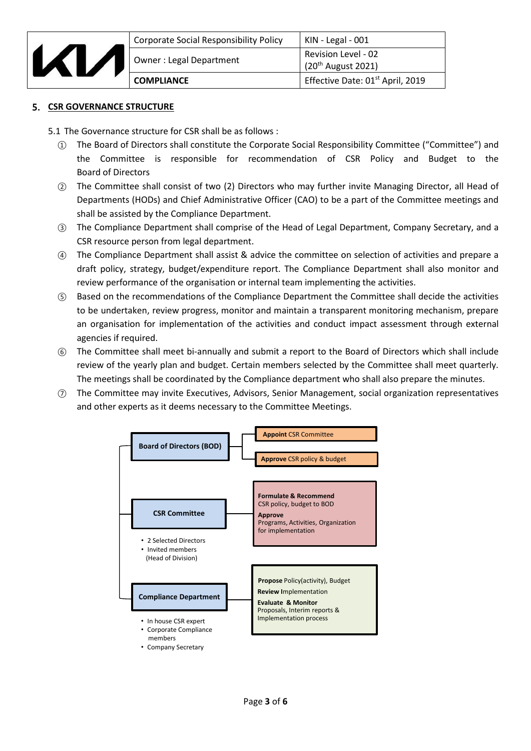## 5. CSR GOVERNANCE STRUCTURE

5.1 The Governance structure for CSR shall be as follows :

① The Board of Directors shall constitute the Corporate Social Responsibility Committee ("Committee") and the Committee is responsible for recommendation of CSR Policy and Budget to the Board of Directors

② The Committee shall consist of two (2) Directors who may further invite Managing Director, all Head of Departments (HODs) and Chief Administrative Officer (CAO) to be a part of the Committee meetings and shall be assisted by the Compliance Department.

③ The Compliance Department shall comprise of the Head of Legal Department, Company Secretary, and a CSR resource person from legal department.

④ The Compliance Department shall assist & advice the committee on selection of activities and prepare a draft policy, strategy, budget/expenditure report. The Compliance Department shall also monitor and review performance of the organisation or internal team implementing the activities.

⑤ Based on the recommendations of the Compliance Department the Committee shall decide the activities to be undertaken, review progress, monitor and maintain a transparent monitoring mechanism, prepare an organisation for implementation of the activities and conduct impact assessment through external agencies if required.

⑥ The Committee shall meet bi-annually and submit a report to the Board of Directors which shall include review of the yearly plan and budget. Certain members selected by the Committee shall meet quarterly. The meetings shall be coordinated by the Compliance department who shall also prepare the minutes.

⑦ The Committee may invite Executives, Advisors, Senior Management, social organization representatives and other experts as it deems necessary to the Committee Meetings.

**Board of Directors (BOD)**
- **Appoint** CSR Committee
- **Approve** CSR policy & budget

**CSR Committee**
- 2 Selected Directors
- Invited members (Head of Division)

**Formulate & Recommend** CSR policy, budget to BOD
**Approve** Programs, Activities, Organization for implementation

**Compliance Department**
- In house CSR expert
- Corporate Compliance members
- Company Secretary

**Propose** Policy(activity), Budget
**Review I**mplementation
**Evaluate & Monitor** Proposals, Interim reports & Implementation process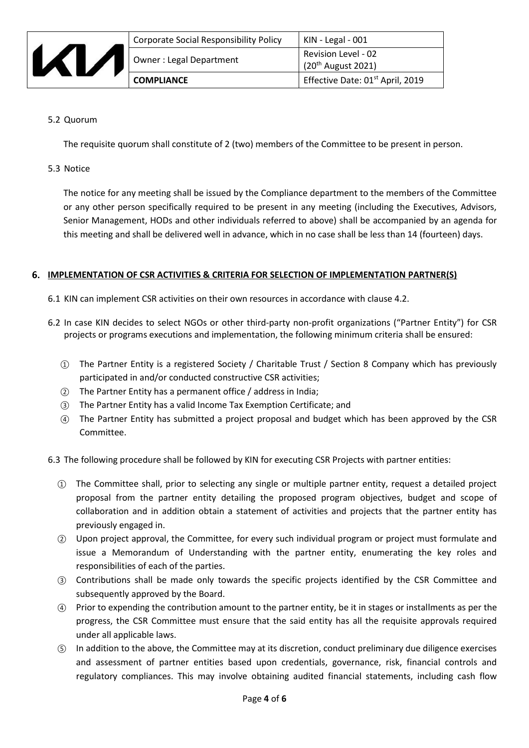5.2 Quorum

The requisite quorum shall constitute of 2 (two) members of the Committee to be present in person.

5.3 Notice

The notice for any meeting shall be issued by the Compliance department to the members of the Committee or any other person specifically required to be present in any meeting (including the Executives, Advisors, Senior Management, HODs and other individuals referred to above) shall be accompanied by an agenda for this meeting and shall be delivered well in advance, which in no case shall be less than 14 (fourteen) days.

## 6. IMPLEMENTATION OF CSR ACTIVITIES & CRITERIA FOR SELECTION OF IMPLEMENTATION PARTNER(S)

6.1 KIN can implement CSR activities on their own resources in accordance with clause 4.2.

6.2 In case KIN decides to select NGOs or other third-party non-profit organizations ("Partner Entity") for CSR projects or programs executions and implementation, the following minimum criteria shall be ensured:

① The Partner Entity is a registered Society / Charitable Trust / Section 8 Company which has previously participated in and/or conducted constructive CSR activities;

② The Partner Entity has a permanent office / address in India;

③ The Partner Entity has a valid Income Tax Exemption Certificate; and

④ The Partner Entity has submitted a project proposal and budget which has been approved by the CSR Committee.

6.3 The following procedure shall be followed by KIN for executing CSR Projects with partner entities:

① The Committee shall, prior to selecting any single or multiple partner entity, request a detailed project proposal from the partner entity detailing the proposed program objectives, budget and scope of collaboration and in addition obtain a statement of activities and projects that the partner entity has previously engaged in.

② Upon project approval, the Committee, for every such individual program or project must formulate and issue a Memorandum of Understanding with the partner entity, enumerating the key roles and responsibilities of each of the parties.

③ Contributions shall be made only towards the specific projects identified by the CSR Committee and subsequently approved by the Board.

④ Prior to expending the contribution amount to the partner entity, be it in stages or installments as per the progress, the CSR Committee must ensure that the said entity has all the requisite approvals required under all applicable laws.

⑤ In addition to the above, the Committee may at its discretion, conduct preliminary due diligence exercises and assessment of partner entities based upon credentials, governance, risk, financial controls and regulatory compliances. This may involve obtaining audited financial statements, including cash flow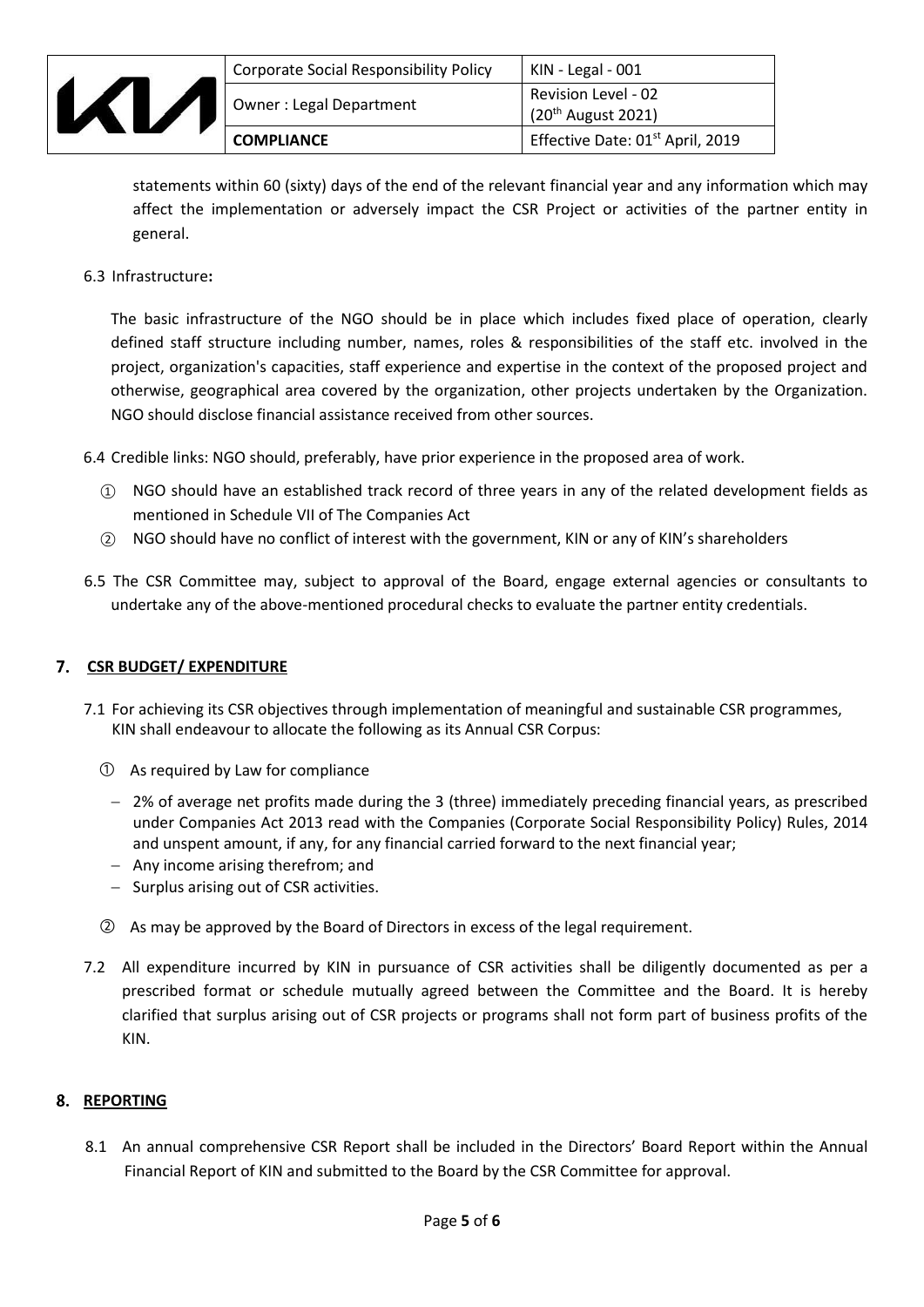statements within 60 (sixty) days of the end of the relevant financial year and any information which may affect the implementation or adversely impact the CSR Project or activities of the partner entity in general.

6.3 Infrastructure**:**

The basic infrastructure of the NGO should be in place which includes fixed place of operation, clearly defined staff structure including number, names, roles & responsibilities of the staff etc. involved in the project, organization's capacities, staff experience and expertise in the context of the proposed project and otherwise, geographical area covered by the organization, other projects undertaken by the Organization. NGO should disclose financial assistance received from other sources.

6.4 Credible links: NGO should, preferably, have prior experience in the proposed area of work.

① NGO should have an established track record of three years in any of the related development fields as mentioned in Schedule VII of The Companies Act

② NGO should have no conflict of interest with the government, KIN or any of KIN's shareholders

6.5 The CSR Committee may, subject to approval of the Board, engage external agencies or consultants to undertake any of the above-mentioned procedural checks to evaluate the partner entity credentials.

## 7. CSR BUDGET/ EXPENDITURE

7.1 For achieving its CSR objectives through implementation of meaningful and sustainable CSR programmes, KIN shall endeavour to allocate the following as its Annual CSR Corpus:

① As required by Law for compliance

- 2% of average net profits made during the 3 (three) immediately preceding financial years, as prescribed under Companies Act 2013 read with the Companies (Corporate Social Responsibility Policy) Rules, 2014 and unspent amount, if any, for any financial carried forward to the next financial year;
- Any income arising therefrom; and
- Surplus arising out of CSR activities.

② As may be approved by the Board of Directors in excess of the legal requirement.

7.2 All expenditure incurred by KIN in pursuance of CSR activities shall be diligently documented as per a prescribed format or schedule mutually agreed between the Committee and the Board. It is hereby clarified that surplus arising out of CSR projects or programs shall not form part of business profits of the KIN.

## 8. REPORTING

8.1 An annual comprehensive CSR Report shall be included in the Directors' Board Report within the Annual Financial Report of KIN and submitted to the Board by the CSR Committee for approval.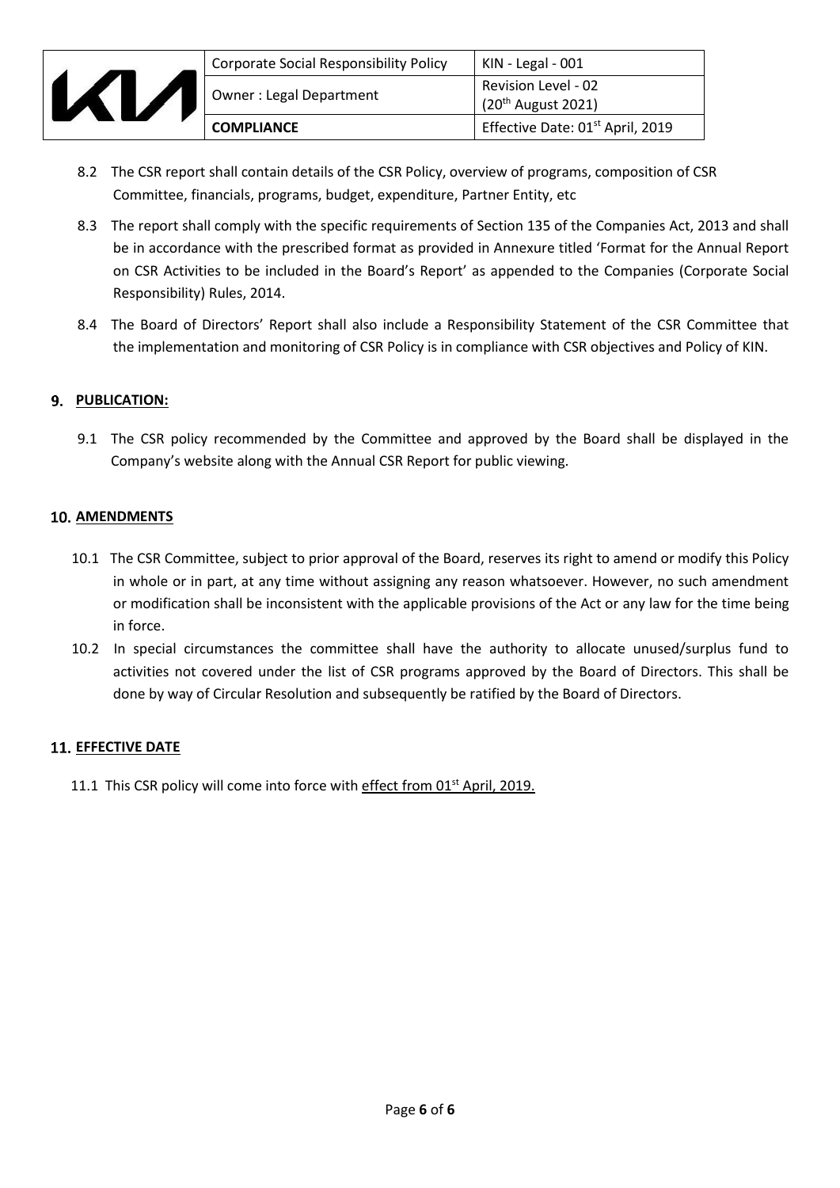8.2 The CSR report shall contain details of the CSR Policy, overview of programs, composition of CSR Committee, financials, programs, budget, expenditure, Partner Entity, etc

8.3 The report shall comply with the specific requirements of Section 135 of the Companies Act, 2013 and shall be in accordance with the prescribed format as provided in Annexure titled 'Format for the Annual Report on CSR Activities to be included in the Board's Report' as appended to the Companies (Corporate Social Responsibility) Rules, 2014.

8.4 The Board of Directors' Report shall also include a Responsibility Statement of the CSR Committee that the implementation and monitoring of CSR Policy is in compliance with CSR objectives and Policy of KIN.

## 9. PUBLICATION:

9.1 The CSR policy recommended by the Committee and approved by the Board shall be displayed in the Company's website along with the Annual CSR Report for public viewing.

## 10. AMENDMENTS

10.1 The CSR Committee, subject to prior approval of the Board, reserves its right to amend or modify this Policy in whole or in part, at any time without assigning any reason whatsoever. However, no such amendment or modification shall be inconsistent with the applicable provisions of the Act or any law for the time being in force.

10.2 In special circumstances the committee shall have the authority to allocate unused/surplus fund to activities not covered under the list of CSR programs approved by the Board of Directors. This shall be done by way of Circular Resolution and subsequently be ratified by the Board of Directors.

## 11. EFFECTIVE DATE

11.1 This CSR policy will come into force with effect from 01st April, 2019.